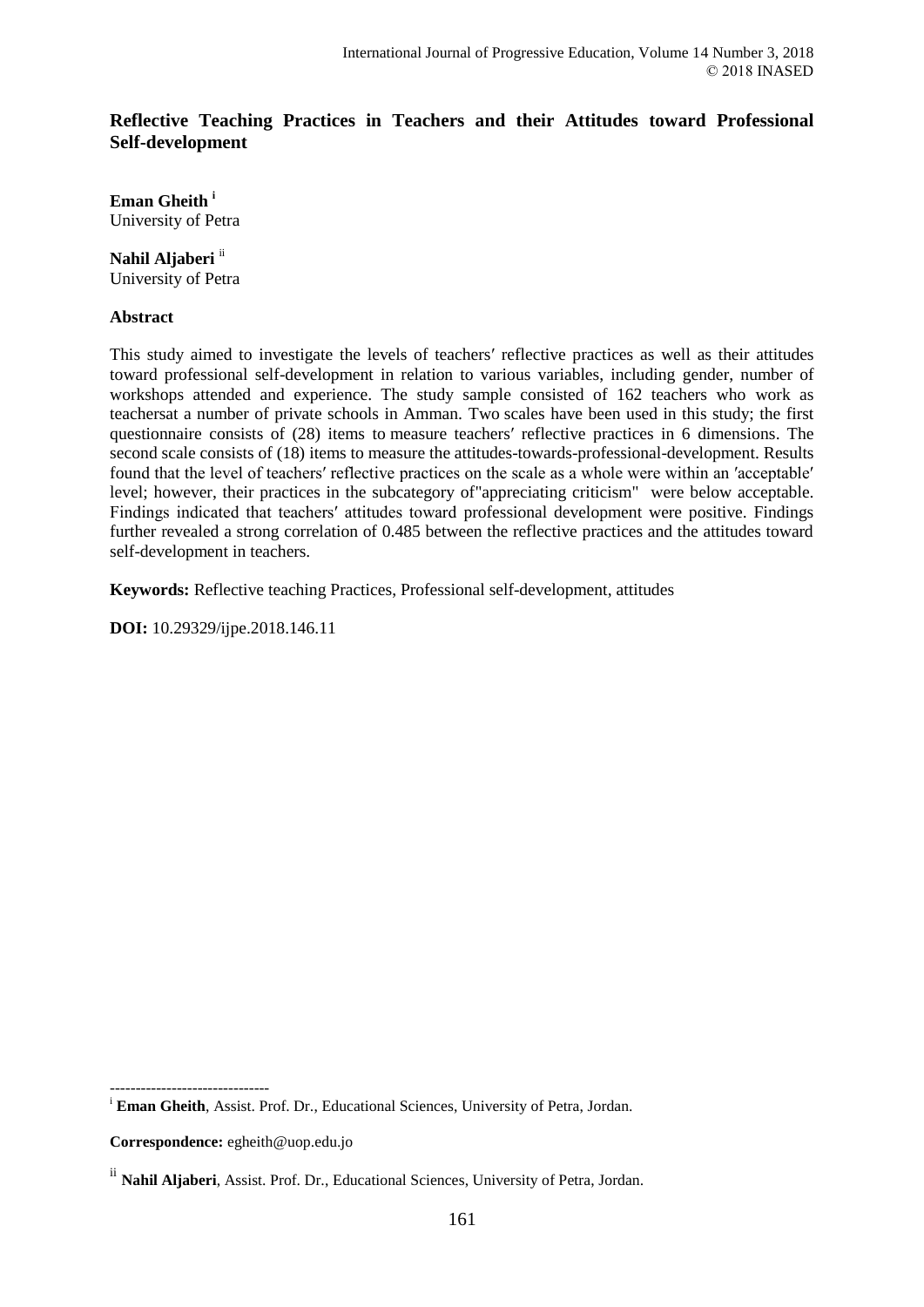# Reflective Teaching Practices in Teachers and their Attitudes toward Professional Self-development

**Eman Gheith** [i]
University of Petra

**Nahil Aljaberi** [ii]
University of Petra

## Abstract

This study aimed to investigate the levels of teachers′ reflective practices as well as their attitudes toward professional self-development in relation to various variables, including gender, number of workshops attended and experience. The study sample consisted of 162 teachers who work as teachersat a number of private schools in Amman. Two scales have been used in this study; the first questionnaire consists of (28) items to measure teachers′ reflective practices in 6 dimensions. The second scale consists of (18) items to measure the attitudes-towards-professional-development. Results found that the level of teachers′ reflective practices on the scale as a whole were within an ′acceptable′ level; however, their practices in the subcategory of"appreciating criticism" were below acceptable. Findings indicated that teachers′ attitudes toward professional development were positive. Findings further revealed a strong correlation of 0.485 between the reflective practices and the attitudes toward self-development in teachers.

**Keywords:** Reflective teaching Practices, Professional self-development, attitudes

**DOI:** 10.29329/ijpe.2018.146.11

-------------------------------

[i] **Eman Gheith**, Assist. Prof. Dr., Educational Sciences, University of Petra, Jordan.

**Correspondence:** egheith@uop.edu.jo

[ii] **Nahil Aljaberi**, Assist. Prof. Dr., Educational Sciences, University of Petra, Jordan.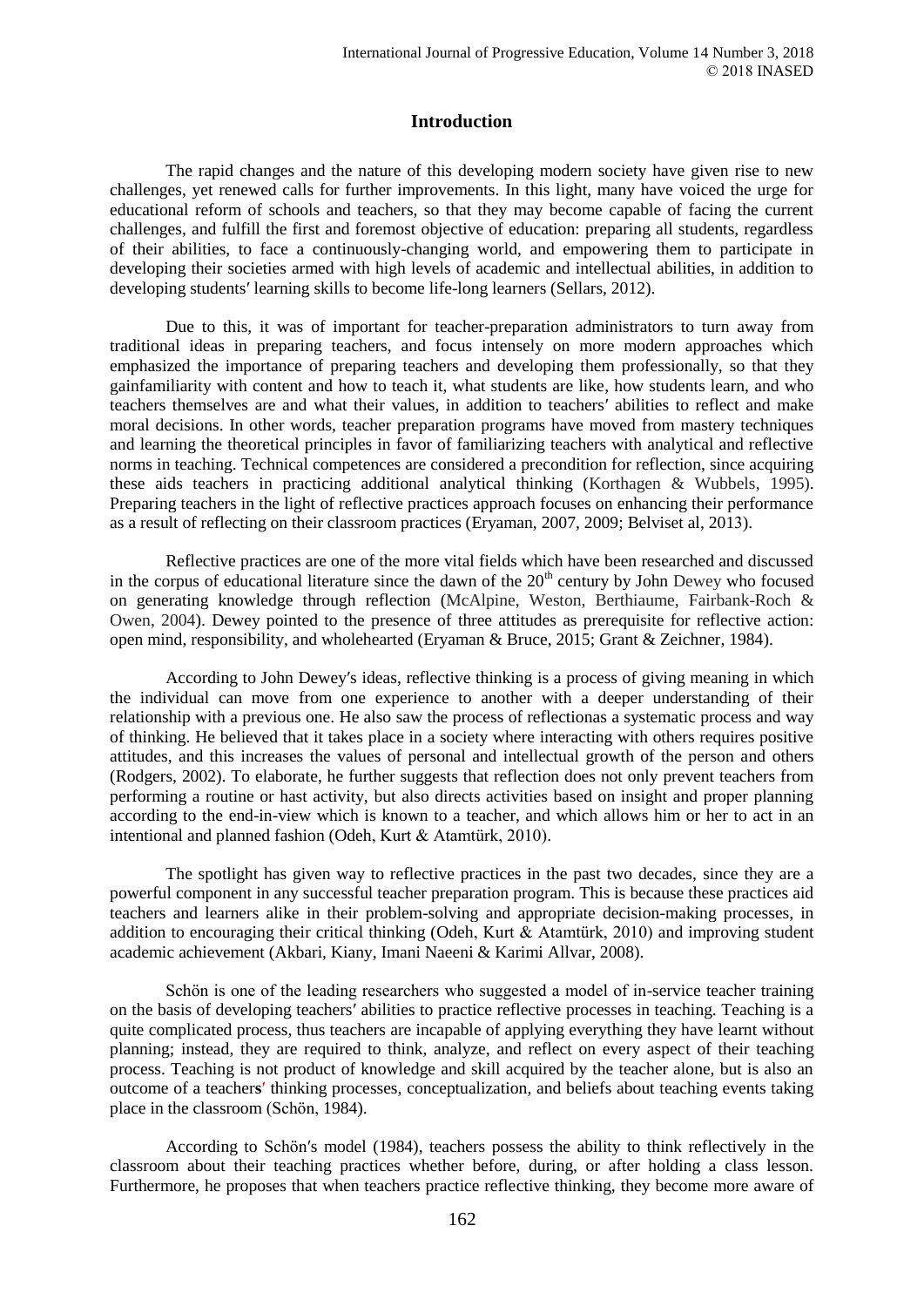## Introduction

The rapid changes and the nature of this developing modern society have given rise to new challenges, yet renewed calls for further improvements. In this light, many have voiced the urge for educational reform of schools and teachers, so that they may become capable of facing the current challenges, and fulfill the first and foremost objective of education: preparing all students, regardless of their abilities, to face a continuously-changing world, and empowering them to participate in developing their societies armed with high levels of academic and intellectual abilities, in addition to developing students′ learning skills to become life-long learners (Sellars, 2012).

Due to this, it was of important for teacher-preparation administrators to turn away from traditional ideas in preparing teachers, and focus intensely on more modern approaches which emphasized the importance of preparing teachers and developing them professionally, so that they gainfamiliarity with content and how to teach it, what students are like, how students learn, and who teachers themselves are and what their values, in addition to teachers′ abilities to reflect and make moral decisions. In other words, teacher preparation programs have moved from mastery techniques and learning the theoretical principles in favor of familiarizing teachers with analytical and reflective norms in teaching. Technical competences are considered a precondition for reflection, since acquiring these aids teachers in practicing additional analytical thinking (Korthagen & Wubbels, 1995). Preparing teachers in the light of reflective practices approach focuses on enhancing their performance as a result of reflecting on their classroom practices (Eryaman, 2007, 2009; Belviset al, 2013).

Reflective practices are one of the more vital fields which have been researched and discussed in the corpus of educational literature since the dawn of the 20th century by John Dewey who focused on generating knowledge through reflection (McAlpine, Weston, Berthiaume, Fairbank-Roch & Owen, 2004). Dewey pointed to the presence of three attitudes as prerequisite for reflective action: open mind, responsibility, and wholehearted (Eryaman & Bruce, 2015; Grant & Zeichner, 1984).

According to John Dewey′s ideas, reflective thinking is a process of giving meaning in which the individual can move from one experience to another with a deeper understanding of their relationship with a previous one. He also saw the process of reflectionas a systematic process and way of thinking. He believed that it takes place in a society where interacting with others requires positive attitudes, and this increases the values of personal and intellectual growth of the person and others (Rodgers, 2002). To elaborate, he further suggests that reflection does not only prevent teachers from performing a routine or hast activity, but also directs activities based on insight and proper planning according to the end-in-view which is known to a teacher, and which allows him or her to act in an intentional and planned fashion (Odeh, Kurt & Atamtürk, 2010).

The spotlight has given way to reflective practices in the past two decades, since they are a powerful component in any successful teacher preparation program. This is because these practices aid teachers and learners alike in their problem-solving and appropriate decision-making processes, in addition to encouraging their critical thinking (Odeh, Kurt & Atamtürk, 2010) and improving student academic achievement (Akbari, Kiany, Imani Naeeni & Karimi Allvar, 2008).

Schön is one of the leading researchers who suggested a model of in-service teacher training on the basis of developing teachers′ abilities to practice reflective processes in teaching. Teaching is a quite complicated process, thus teachers are incapable of applying everything they have learnt without planning; instead, they are required to think, analyze, and reflect on every aspect of their teaching process. Teaching is not product of knowledge and skill acquired by the teacher alone, but is also an outcome of a teachers′ thinking processes, conceptualization, and beliefs about teaching events taking place in the classroom (Schön, 1984).

According to Schön′s model (1984), teachers possess the ability to think reflectively in the classroom about their teaching practices whether before, during, or after holding a class lesson. Furthermore, he proposes that when teachers practice reflective thinking, they become more aware of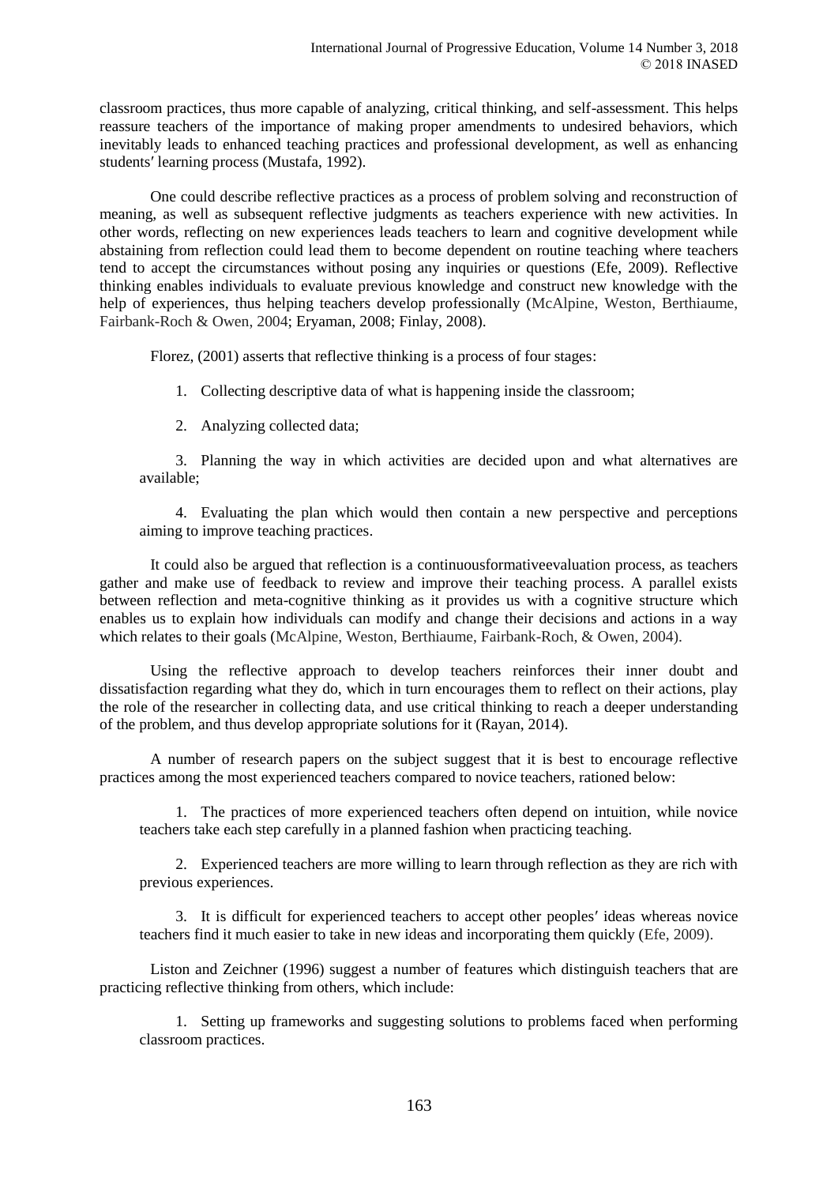classroom practices, thus more capable of analyzing, critical thinking, and self-assessment. This helps reassure teachers of the importance of making proper amendments to undesired behaviors, which inevitably leads to enhanced teaching practices and professional development, as well as enhancing students′ learning process (Mustafa, 1992).

One could describe reflective practices as a process of problem solving and reconstruction of meaning, as well as subsequent reflective judgments as teachers experience with new activities. In other words, reflecting on new experiences leads teachers to learn and cognitive development while abstaining from reflection could lead them to become dependent on routine teaching where teachers tend to accept the circumstances without posing any inquiries or questions (Efe, 2009). Reflective thinking enables individuals to evaluate previous knowledge and construct new knowledge with the help of experiences, thus helping teachers develop professionally (McAlpine, Weston, Berthiaume, Fairbank-Roch & Owen, 2004; Eryaman, 2008; Finlay, 2008).

Florez, (2001) asserts that reflective thinking is a process of four stages:

1. Collecting descriptive data of what is happening inside the classroom;
2. Analyzing collected data;
3. Planning the way in which activities are decided upon and what alternatives are available;
4. Evaluating the plan which would then contain a new perspective and perceptions aiming to improve teaching practices.

It could also be argued that reflection is a continuousformativeevaluation process, as teachers gather and make use of feedback to review and improve their teaching process. A parallel exists between reflection and meta-cognitive thinking as it provides us with a cognitive structure which enables us to explain how individuals can modify and change their decisions and actions in a way which relates to their goals (McAlpine, Weston, Berthiaume, Fairbank-Roch, & Owen, 2004).

Using the reflective approach to develop teachers reinforces their inner doubt and dissatisfaction regarding what they do, which in turn encourages them to reflect on their actions, play the role of the researcher in collecting data, and use critical thinking to reach a deeper understanding of the problem, and thus develop appropriate solutions for it (Rayan, 2014).

A number of research papers on the subject suggest that it is best to encourage reflective practices among the most experienced teachers compared to novice teachers, rationed below:

1. The practices of more experienced teachers often depend on intuition, while novice teachers take each step carefully in a planned fashion when practicing teaching.
2. Experienced teachers are more willing to learn through reflection as they are rich with previous experiences.
3. It is difficult for experienced teachers to accept other peoples′ ideas whereas novice teachers find it much easier to take in new ideas and incorporating them quickly (Efe, 2009).

Liston and Zeichner (1996) suggest a number of features which distinguish teachers that are practicing reflective thinking from others, which include:

1. Setting up frameworks and suggesting solutions to problems faced when performing classroom practices.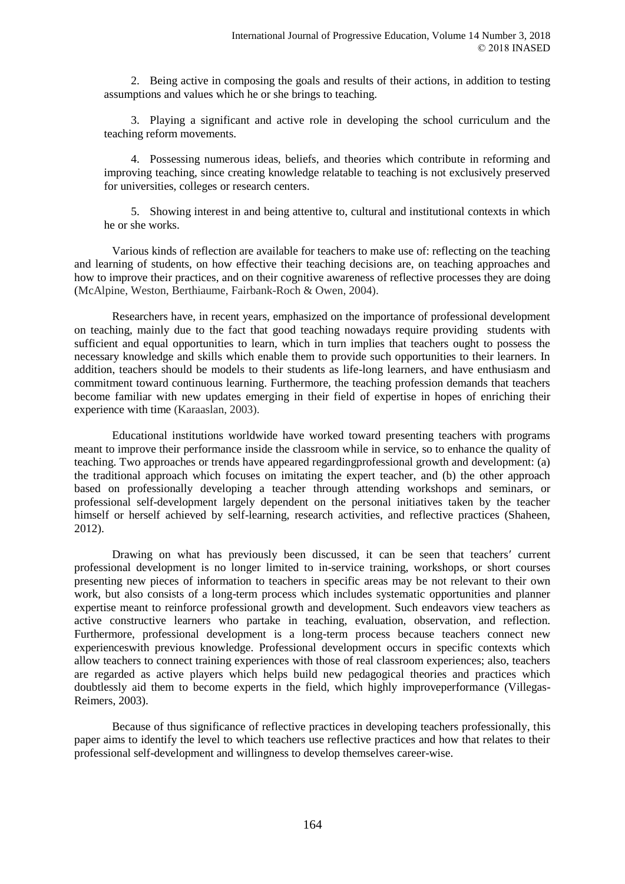2. Being active in composing the goals and results of their actions, in addition to testing assumptions and values which he or she brings to teaching.

3. Playing a significant and active role in developing the school curriculum and the teaching reform movements.

4. Possessing numerous ideas, beliefs, and theories which contribute in reforming and improving teaching, since creating knowledge relatable to teaching is not exclusively preserved for universities, colleges or research centers.

5. Showing interest in and being attentive to, cultural and institutional contexts in which he or she works.

Various kinds of reflection are available for teachers to make use of: reflecting on the teaching and learning of students, on how effective their teaching decisions are, on teaching approaches and how to improve their practices, and on their cognitive awareness of reflective processes they are doing (McAlpine, Weston, Berthiaume, Fairbank-Roch & Owen, 2004).

Researchers have, in recent years, emphasized on the importance of professional development on teaching, mainly due to the fact that good teaching nowadays require providing students with sufficient and equal opportunities to learn, which in turn implies that teachers ought to possess the necessary knowledge and skills which enable them to provide such opportunities to their learners. In addition, teachers should be models to their students as life-long learners, and have enthusiasm and commitment toward continuous learning. Furthermore, the teaching profession demands that teachers become familiar with new updates emerging in their field of expertise in hopes of enriching their experience with time (Karaaslan, 2003).

Educational institutions worldwide have worked toward presenting teachers with programs meant to improve their performance inside the classroom while in service, so to enhance the quality of teaching. Two approaches or trends have appeared regardingprofessional growth and development: (a) the traditional approach which focuses on imitating the expert teacher, and (b) the other approach based on professionally developing a teacher through attending workshops and seminars, or professional self-development largely dependent on the personal initiatives taken by the teacher himself or herself achieved by self-learning, research activities, and reflective practices (Shaheen, 2012).

Drawing on what has previously been discussed, it can be seen that teachers′ current professional development is no longer limited to in-service training, workshops, or short courses presenting new pieces of information to teachers in specific areas may be not relevant to their own work, but also consists of a long-term process which includes systematic opportunities and planner expertise meant to reinforce professional growth and development. Such endeavors view teachers as active constructive learners who partake in teaching, evaluation, observation, and reflection. Furthermore, professional development is a long-term process because teachers connect new experienceswith previous knowledge. Professional development occurs in specific contexts which allow teachers to connect training experiences with those of real classroom experiences; also, teachers are regarded as active players which helps build new pedagogical theories and practices which doubtlessly aid them to become experts in the field, which highly improveperformance (Villegas-Reimers, 2003).

Because of thus significance of reflective practices in developing teachers professionally, this paper aims to identify the level to which teachers use reflective practices and how that relates to their professional self-development and willingness to develop themselves career-wise.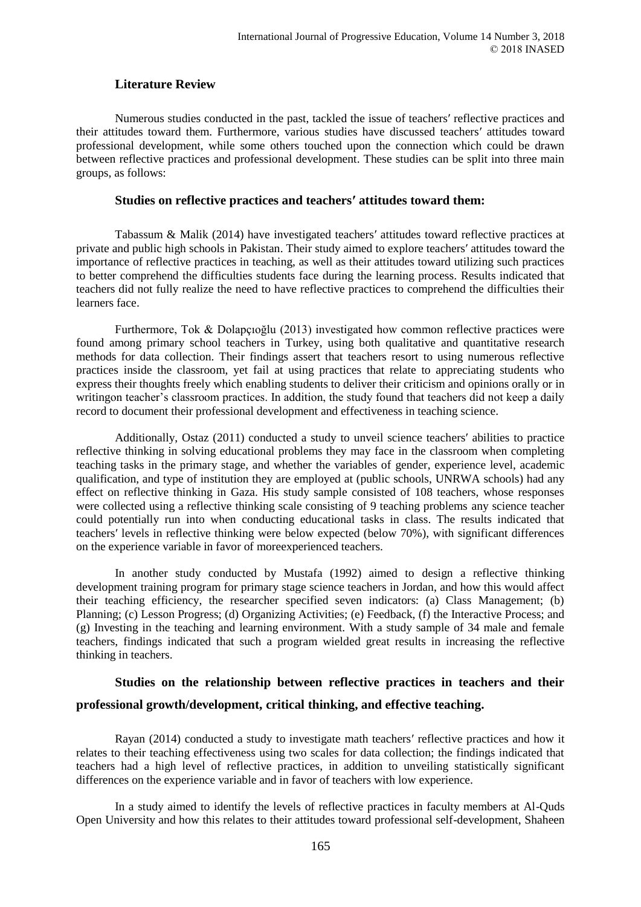## Literature Review

Numerous studies conducted in the past, tackled the issue of teachers′ reflective practices and their attitudes toward them. Furthermore, various studies have discussed teachers′ attitudes toward professional development, while some others touched upon the connection which could be drawn between reflective practices and professional development. These studies can be split into three main groups, as follows:

### Studies on reflective practices and teachers′ attitudes toward them:

Tabassum & Malik (2014) have investigated teachers′ attitudes toward reflective practices at private and public high schools in Pakistan. Their study aimed to explore teachers′ attitudes toward the importance of reflective practices in teaching, as well as their attitudes toward utilizing such practices to better comprehend the difficulties students face during the learning process. Results indicated that teachers did not fully realize the need to have reflective practices to comprehend the difficulties their learners face.

Furthermore, Tok & Dolapçıoğlu (2013) investigated how common reflective practices were found among primary school teachers in Turkey, using both qualitative and quantitative research methods for data collection. Their findings assert that teachers resort to using numerous reflective practices inside the classroom, yet fail at using practices that relate to appreciating students who express their thoughts freely which enabling students to deliver their criticism and opinions orally or in writingon teacher's classroom practices. In addition, the study found that teachers did not keep a daily record to document their professional development and effectiveness in teaching science.

Additionally, Ostaz (2011) conducted a study to unveil science teachers′ abilities to practice reflective thinking in solving educational problems they may face in the classroom when completing teaching tasks in the primary stage, and whether the variables of gender, experience level, academic qualification, and type of institution they are employed at (public schools, UNRWA schools) had any effect on reflective thinking in Gaza. His study sample consisted of 108 teachers, whose responses were collected using a reflective thinking scale consisting of 9 teaching problems any science teacher could potentially run into when conducting educational tasks in class. The results indicated that teachers′ levels in reflective thinking were below expected (below 70%), with significant differences on the experience variable in favor of moreexperienced teachers.

In another study conducted by Mustafa (1992) aimed to design a reflective thinking development training program for primary stage science teachers in Jordan, and how this would affect their teaching efficiency, the researcher specified seven indicators: (a) Class Management; (b) Planning; (c) Lesson Progress; (d) Organizing Activities; (e) Feedback, (f) the Interactive Process; and (g) Investing in the teaching and learning environment. With a study sample of 34 male and female teachers, findings indicated that such a program wielded great results in increasing the reflective thinking in teachers.

### Studies on the relationship between reflective practices in teachers and their professional growth/development, critical thinking, and effective teaching.

Rayan (2014) conducted a study to investigate math teachers′ reflective practices and how it relates to their teaching effectiveness using two scales for data collection; the findings indicated that teachers had a high level of reflective practices, in addition to unveiling statistically significant differences on the experience variable and in favor of teachers with low experience.

In a study aimed to identify the levels of reflective practices in faculty members at Al-Quds Open University and how this relates to their attitudes toward professional self-development, Shaheen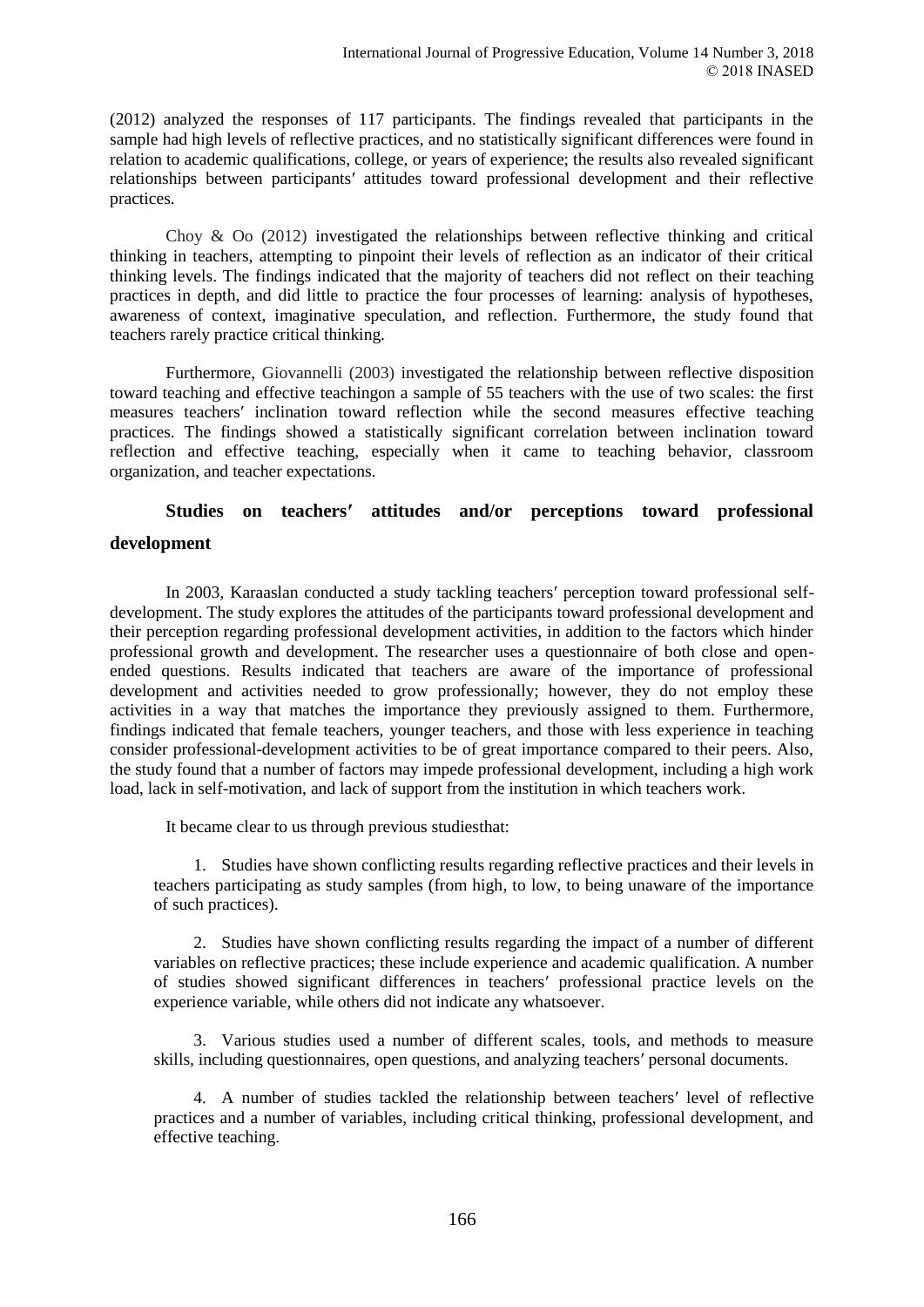(2012) analyzed the responses of 117 participants. The findings revealed that participants in the sample had high levels of reflective practices, and no statistically significant differences were found in relation to academic qualifications, college, or years of experience; the results also revealed significant relationships between participants′ attitudes toward professional development and their reflective practices.

Choy & Oo (2012) investigated the relationships between reflective thinking and critical thinking in teachers, attempting to pinpoint their levels of reflection as an indicator of their critical thinking levels. The findings indicated that the majority of teachers did not reflect on their teaching practices in depth, and did little to practice the four processes of learning: analysis of hypotheses, awareness of context, imaginative speculation, and reflection. Furthermore, the study found that teachers rarely practice critical thinking.

Furthermore, Giovannelli (2003) investigated the relationship between reflective disposition toward teaching and effective teachingon a sample of 55 teachers with the use of two scales: the first measures teachers′ inclination toward reflection while the second measures effective teaching practices. The findings showed a statistically significant correlation between inclination toward reflection and effective teaching, especially when it came to teaching behavior, classroom organization, and teacher expectations.

### Studies on teachers′ attitudes and/or perceptions toward professional development

In 2003, Karaaslan conducted a study tackling teachers′ perception toward professional self-development. The study explores the attitudes of the participants toward professional development and their perception regarding professional development activities, in addition to the factors which hinder professional growth and development. The researcher uses a questionnaire of both close and open-ended questions. Results indicated that teachers are aware of the importance of professional development and activities needed to grow professionally; however, they do not employ these activities in a way that matches the importance they previously assigned to them. Furthermore, findings indicated that female teachers, younger teachers, and those with less experience in teaching consider professional-development activities to be of great importance compared to their peers. Also, the study found that a number of factors may impede professional development, including a high work load, lack in self-motivation, and lack of support from the institution in which teachers work.

It became clear to us through previous studiesthat:

1. Studies have shown conflicting results regarding reflective practices and their levels in teachers participating as study samples (from high, to low, to being unaware of the importance of such practices).

2. Studies have shown conflicting results regarding the impact of a number of different variables on reflective practices; these include experience and academic qualification. A number of studies showed significant differences in teachers′ professional practice levels on the experience variable, while others did not indicate any whatsoever.

3. Various studies used a number of different scales, tools, and methods to measure skills, including questionnaires, open questions, and analyzing teachers′ personal documents.

4. A number of studies tackled the relationship between teachers′ level of reflective practices and a number of variables, including critical thinking, professional development, and effective teaching.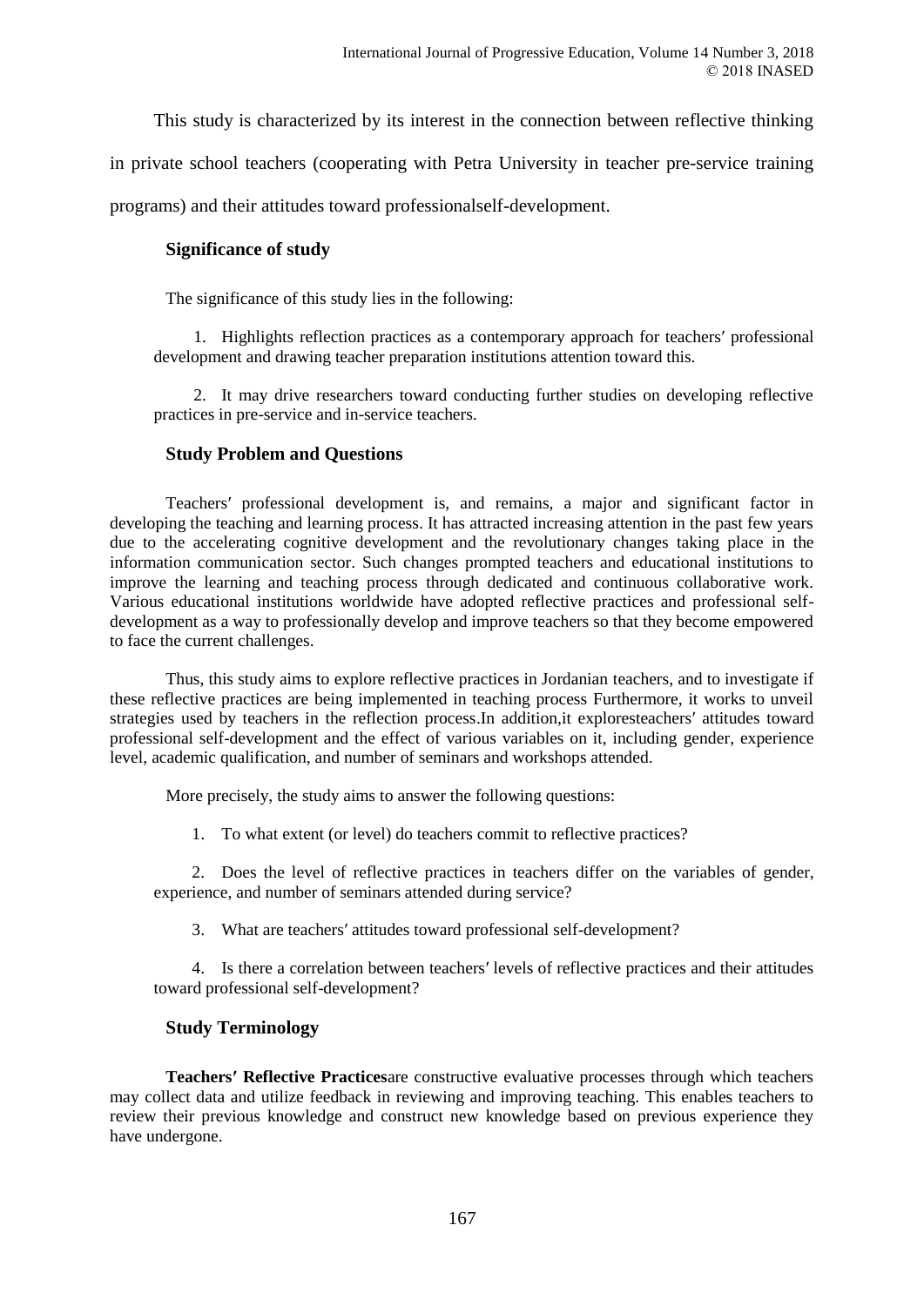This study is characterized by its interest in the connection between reflective thinking in private school teachers (cooperating with Petra University in teacher pre-service training programs) and their attitudes toward professionalself-development.

### Significance of study

The significance of this study lies in the following:

1. Highlights reflection practices as a contemporary approach for teachers′ professional development and drawing teacher preparation institutions attention toward this.

2. It may drive researchers toward conducting further studies on developing reflective practices in pre-service and in-service teachers.

### Study Problem and Questions

Teachers′ professional development is, and remains, a major and significant factor in developing the teaching and learning process. It has attracted increasing attention in the past few years due to the accelerating cognitive development and the revolutionary changes taking place in the information communication sector. Such changes prompted teachers and educational institutions to improve the learning and teaching process through dedicated and continuous collaborative work. Various educational institutions worldwide have adopted reflective practices and professional self-development as a way to professionally develop and improve teachers so that they become empowered to face the current challenges.

Thus, this study aims to explore reflective practices in Jordanian teachers, and to investigate if these reflective practices are being implemented in teaching process Furthermore, it works to unveil strategies used by teachers in the reflection process.In addition,it exploresteachers′ attitudes toward professional self-development and the effect of various variables on it, including gender, experience level, academic qualification, and number of seminars and workshops attended.

More precisely, the study aims to answer the following questions:

1. To what extent (or level) do teachers commit to reflective practices?

2. Does the level of reflective practices in teachers differ on the variables of gender, experience, and number of seminars attended during service?

3. What are teachers′ attitudes toward professional self-development?

4. Is there a correlation between teachers′ levels of reflective practices and their attitudes toward professional self-development?

### Study Terminology

**Teachers′ Reflective Practices**are constructive evaluative processes through which teachers may collect data and utilize feedback in reviewing and improving teaching. This enables teachers to review their previous knowledge and construct new knowledge based on previous experience they have undergone.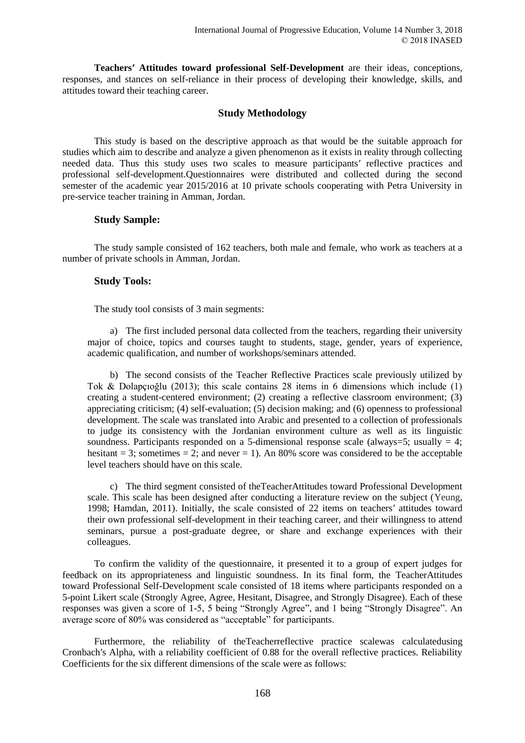**Teachers′ Attitudes toward professional Self-Development** are their ideas, conceptions, responses, and stances on self-reliance in their process of developing their knowledge, skills, and attitudes toward their teaching career.

## Study Methodology

This study is based on the descriptive approach as that would be the suitable approach for studies which aim to describe and analyze a given phenomenon as it exists in reality through collecting needed data. Thus this study uses two scales to measure participants′ reflective practices and professional self-development.Questionnaires were distributed and collected during the second semester of the academic year 2015/2016 at 10 private schools cooperating with Petra University in pre-service teacher training in Amman, Jordan.

### Study Sample:

The study sample consisted of 162 teachers, both male and female, who work as teachers at a number of private schools in Amman, Jordan.

### Study Tools:

The study tool consists of 3 main segments:

a) The first included personal data collected from the teachers, regarding their university major of choice, topics and courses taught to students, stage, gender, years of experience, academic qualification, and number of workshops/seminars attended.

b) The second consists of the Teacher Reflective Practices scale previously utilized by Tok & Dolapçıoğlu (2013); this scale contains 28 items in 6 dimensions which include (1) creating a student-centered environment; (2) creating a reflective classroom environment; (3) appreciating criticism; (4) self-evaluation; (5) decision making; and (6) openness to professional development. The scale was translated into Arabic and presented to a collection of professionals to judge its consistency with the Jordanian environment culture as well as its linguistic soundness. Participants responded on a 5-dimensional response scale (always=5; usually = 4; hesitant = 3; sometimes = 2; and never = 1). An 80% score was considered to be the acceptable level teachers should have on this scale.

c) The third segment consisted of theTeacherAttitudes toward Professional Development scale. This scale has been designed after conducting a literature review on the subject (Yeung, 1998; Hamdan, 2011). Initially, the scale consisted of 22 items on teachers′ attitudes toward their own professional self-development in their teaching career, and their willingness to attend seminars, pursue a post-graduate degree, or share and exchange experiences with their colleagues.

To confirm the validity of the questionnaire, it presented it to a group of expert judges for feedback on its appropriateness and linguistic soundness. In its final form, the TeacherAttitudes toward Professional Self-Development scale consisted of 18 items where participants responded on a 5-point Likert scale (Strongly Agree, Agree, Hesitant, Disagree, and Strongly Disagree). Each of these responses was given a score of 1-5, 5 being "Strongly Agree", and 1 being "Strongly Disagree". An average score of 80% was considered as "acceptable" for participants.

Furthermore, the reliability of theTeacherreflective practice scalewas calculatedusing Cronbach′s Alpha, with a reliability coefficient of 0.88 for the overall reflective practices. Reliability Coefficients for the six different dimensions of the scale were as follows: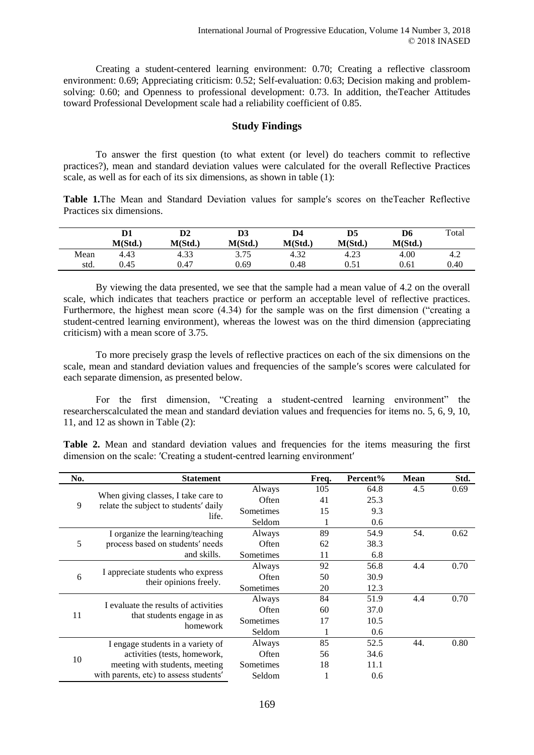Creating a student-centered learning environment: 0.70; Creating a reflective classroom environment: 0.69; Appreciating criticism: 0.52; Self-evaluation: 0.63; Decision making and problem-solving: 0.60; and Openness to professional development: 0.73. In addition, theTeacher Attitudes toward Professional Development scale had a reliability coefficient of 0.85.

## Study Findings

To answer the first question (to what extent (or level) do teachers commit to reflective practices?), mean and standard deviation values were calculated for the overall Reflective Practices scale, as well as for each of its six dimensions, as shown in table (1):

**Table 1.**The Mean and Standard Deviation values for sample′s scores on theTeacher Reflective Practices six dimensions.

| | D1 M(Std.) | D2 M(Std.) | D3 M(Std.) | D4 M(Std.) | D5 M(Std.) | D6 M(Std.) | Total |
|---|---|---|---|---|---|---|---|
| Mean | 4.43 | 4.33 | 3.75 | 4.32 | 4.23 | 4.00 | 4.2 |
| std. | 0.45 | 0.47 | 0.69 | 0.48 | 0.51 | 0.61 | 0.40 |

By viewing the data presented, we see that the sample had a mean value of 4.2 on the overall scale, which indicates that teachers practice or perform an acceptable level of reflective practices. Furthermore, the highest mean score (4.34) for the sample was on the first dimension ("creating a student-centred learning environment), whereas the lowest was on the third dimension (appreciating criticism) with a mean score of 3.75.

To more precisely grasp the levels of reflective practices on each of the six dimensions on the scale, mean and standard deviation values and frequencies of the sample′s scores were calculated for each separate dimension, as presented below.

For the first dimension, "Creating a student-centred learning environment" the researcherscalculated the mean and standard deviation values and frequencies for items no. 5, 6, 9, 10, 11, and 12 as shown in Table (2):

**Table 2.** Mean and standard deviation values and frequencies for the items measuring the first dimension on the scale: ′Creating a student-centred learning environment′

| No. | Statement | | Freq. | Percent% | Mean | Std. |
|---|---|---|---|---|---|---|
| 9 | When giving classes, I take care to relate the subject to students′ daily life. | Always | 105 | 64.8 | 4.5 | 0.69 |
| | | Often | 41 | 25.3 | | |
| | | Sometimes | 15 | 9.3 | | |
| | | Seldom | 1 | 0.6 | | |
| 5 | I organize the learning/teaching process based on students′ needs and skills. | Always | 89 | 54.9 | 54. | 0.62 |
| | | Often | 62 | 38.3 | | |
| | | Sometimes | 11 | 6.8 | | |
| 6 | I appreciate students who express their opinions freely. | Always | 92 | 56.8 | 4.4 | 0.70 |
| | | Often | 50 | 30.9 | | |
| | | Sometimes | 20 | 12.3 | | |
| 11 | I evaluate the results of activities that students engage in as homework | Always | 84 | 51.9 | 4.4 | 0.70 |
| | | Often | 60 | 37.0 | | |
| | | Sometimes | 17 | 10.5 | | |
| | | Seldom | 1 | 0.6 | | |
| 10 | I engage students in a variety of activities (tests, homework, meeting with students, meeting with parents, etc) to assess students′ | Always | 85 | 52.5 | 44. | 0.80 |
| | | Often | 56 | 34.6 | | |
| | | Sometimes | 18 | 11.1 | | |
| | | Seldom | 1 | 0.6 | | |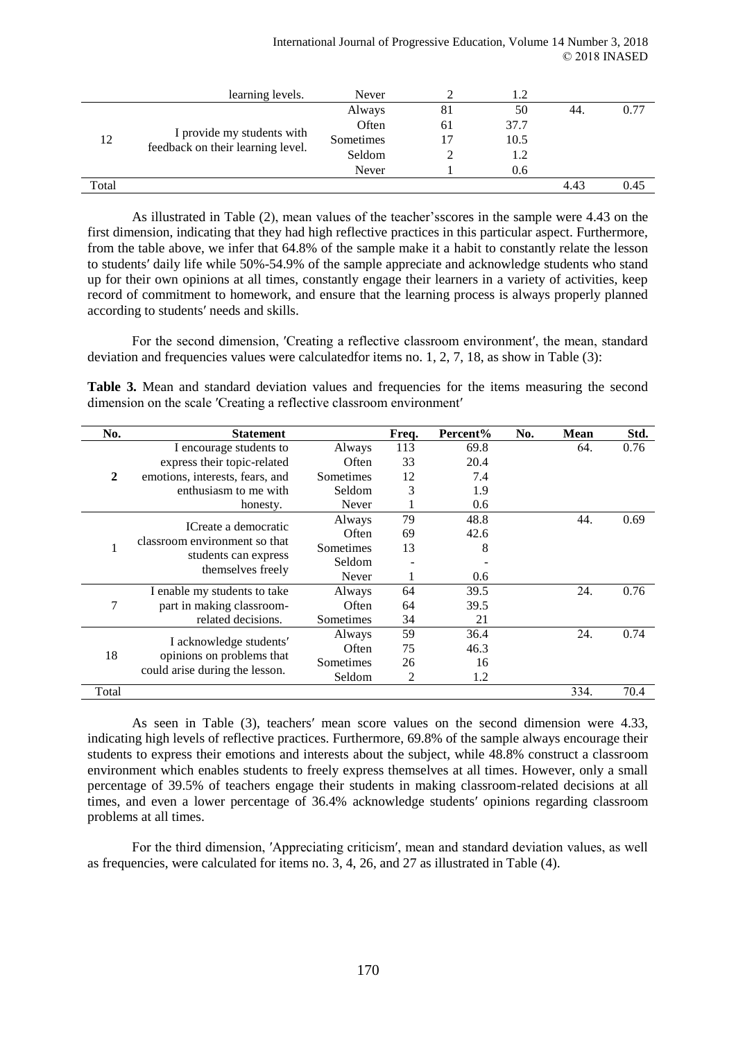| | learning levels. | Never | 2 | 1.2 | | |
|---|---|---|---|---|---|---|
| 12 | I provide my students with feedback on their learning level. | Always | 81 | 50 | 44. | 0.77 |
| | | Often | 61 | 37.7 | | |
| | | Sometimes | 17 | 10.5 | | |
| | | Seldom | 2 | 1.2 | | |
| | | Never | 1 | 0.6 | | |
| Total | | | | | 4.43 | 0.45 |

As illustrated in Table (2), mean values of the teacher'sscores in the sample were 4.43 on the first dimension, indicating that they had high reflective practices in this particular aspect. Furthermore, from the table above, we infer that 64.8% of the sample make it a habit to constantly relate the lesson to students′ daily life while 50%-54.9% of the sample appreciate and acknowledge students who stand up for their own opinions at all times, constantly engage their learners in a variety of activities, keep record of commitment to homework, and ensure that the learning process is always properly planned according to students′ needs and skills.

For the second dimension, ′Creating a reflective classroom environment′, the mean, standard deviation and frequencies values were calculatedfor items no. 1, 2, 7, 18, as show in Table (3):

**Table 3.** Mean and standard deviation values and frequencies for the items measuring the second dimension on the scale ′Creating a reflective classroom environment′

| No. | Statement | | Freq. | Percent% | No. | Mean | Std. |
|---|---|---|---|---|---|---|---|
| **2** | I encourage students to express their topic-related emotions, interests, fears, and enthusiasm to me with honesty. | Always | 113 | 69.8 | | 64. | 0.76 |
| | | Often | 33 | 20.4 | | | |
| | | Sometimes | 12 | 7.4 | | | |
| | | Seldom | 3 | 1.9 | | | |
| | | Never | 1 | 0.6 | | | |
| 1 | ICreate a democratic classroom environment so that students can express themselves freely | Always | 79 | 48.8 | | 44. | 0.69 |
| | | Often | 69 | 42.6 | | | |
| | | Sometimes | 13 | 8 | | | |
| | | Seldom | - | - | | | |
| | | Never | 1 | 0.6 | | | |
| 7 | I enable my students to take part in making classroom-related decisions. | Always | 64 | 39.5 | | 24. | 0.76 |
| | | Often | 64 | 39.5 | | | |
| | | Sometimes | 34 | 21 | | | |
| 18 | I acknowledge students′ opinions on problems that could arise during the lesson. | Always | 59 | 36.4 | | 24. | 0.74 |
| | | Often | 75 | 46.3 | | | |
| | | Sometimes | 26 | 16 | | | |
| | | Seldom | 2 | 1.2 | | | |
| Total | | | | | | 334. | 70.4 |

As seen in Table (3), teachers′ mean score values on the second dimension were 4.33, indicating high levels of reflective practices. Furthermore, 69.8% of the sample always encourage their students to express their emotions and interests about the subject, while 48.8% construct a classroom environment which enables students to freely express themselves at all times. However, only a small percentage of 39.5% of teachers engage their students in making classroom-related decisions at all times, and even a lower percentage of 36.4% acknowledge students′ opinions regarding classroom problems at all times.

For the third dimension, ′Appreciating criticism′, mean and standard deviation values, as well as frequencies, were calculated for items no. 3, 4, 26, and 27 as illustrated in Table (4).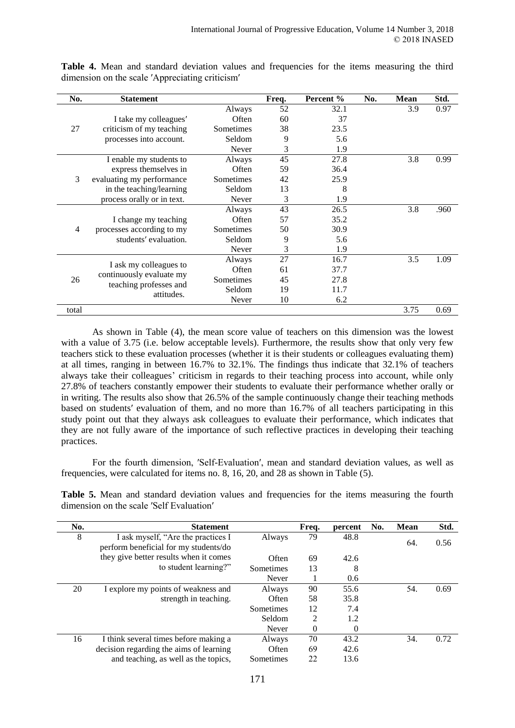**Table 4.** Mean and standard deviation values and frequencies for the items measuring the third dimension on the scale ′Appreciating criticism′

| No. | Statement | | Freq. | Percent % | No. | Mean | Std. |
|---|---|---|---|---|---|---|---|
| 27 | I take my colleagues′ criticism of my teaching processes into account. | Always | 52 | 32.1 | | 3.9 | 0.97 |
| | | Often | 60 | 37 | | | |
| | | Sometimes | 38 | 23.5 | | | |
| | | Seldom | 9 | 5.6 | | | |
| | | Never | 3 | 1.9 | | | |
| 3 | I enable my students to express themselves in evaluating my performance in the teaching/learning process orally or in text. | Always | 45 | 27.8 | | 3.8 | 0.99 |
| | | Often | 59 | 36.4 | | | |
| | | Sometimes | 42 | 25.9 | | | |
| | | Seldom | 13 | 8 | | | |
| | | Never | 3 | 1.9 | | | |
| 4 | I change my teaching processes according to my students′ evaluation. | Always | 43 | 26.5 | | 3.8 | .960 |
| | | Often | 57 | 35.2 | | | |
| | | Sometimes | 50 | 30.9 | | | |
| | | Seldom | 9 | 5.6 | | | |
| | | Never | 3 | 1.9 | | | |
| 26 | I ask my colleagues to continuously evaluate my teaching professes and attitudes. | Always | 27 | 16.7 | | 3.5 | 1.09 |
| | | Often | 61 | 37.7 | | | |
| | | Sometimes | 45 | 27.8 | | | |
| | | Seldom | 19 | 11.7 | | | |
| | | Never | 10 | 6.2 | | | |
| total | | | | | | 3.75 | 0.69 |

As shown in Table (4), the mean score value of teachers on this dimension was the lowest with a value of 3.75 (i.e. below acceptable levels). Furthermore, the results show that only very few teachers stick to these evaluation processes (whether it is their students or colleagues evaluating them) at all times, ranging in between 16.7% to 32.1%. The findings thus indicate that 32.1% of teachers always take their colleagues' criticism in regards to their teaching process into account, while only 27.8% of teachers constantly empower their students to evaluate their performance whether orally or in writing. The results also show that 26.5% of the sample continuously change their teaching methods based on students′ evaluation of them, and no more than 16.7% of all teachers participating in this study point out that they always ask colleagues to evaluate their performance, which indicates that they are not fully aware of the importance of such reflective practices in developing their teaching practices.

For the fourth dimension, ′Self-Evaluation′, mean and standard deviation values, as well as frequencies, were calculated for items no. 8, 16, 20, and 28 as shown in Table (5).

**Table 5.** Mean and standard deviation values and frequencies for the items measuring the fourth dimension on the scale ′Self Evaluation′

| No. | Statement | | Freq. | percent | No. | Mean | Std. |
|---|---|---|---|---|---|---|---|
| 8 | I ask myself, "Are the practices I perform beneficial for my students/do they give better results when it comes to student learning?" | Always | 79 | 48.8 | | 64. | 0.56 |
| | | Often | 69 | 42.6 | | | |
| | | Sometimes | 13 | 8 | | | |
| | | Never | 1 | 0.6 | | | |
| 20 | I explore my points of weakness and strength in teaching. | Always | 90 | 55.6 | | 54. | 0.69 |
| | | Often | 58 | 35.8 | | | |
| | | Sometimes | 12 | 7.4 | | | |
| | | Seldom | 2 | 1.2 | | | |
| | | Never | 0 | 0 | | | |
| 16 | I think several times before making a decision regarding the aims of learning and teaching, as well as the topics, | Always | 70 | 43.2 | | 34. | 0.72 |
| | | Often | 69 | 42.6 | | | |
| | | Sometimes | 22 | 13.6 | | | |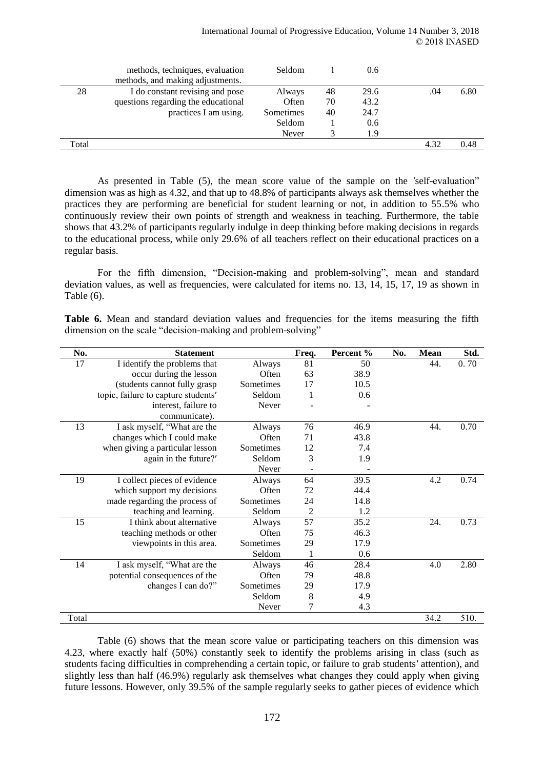| | | | | | | |
|---|---|---|---|---|---|---|
| | methods, techniques, evaluation methods, and making adjustments. | Seldom | 1 | 0.6 | | |
| 28 | I do constant revising and pose questions regarding the educational practices I am using. | Always | 48 | 29.6 | .04 | 6.80 |
| | | Often | 70 | 43.2 | | |
| | | Sometimes | 40 | 24.7 | | |
| | | Seldom | 1 | 0.6 | | |
| | | Never | 3 | 1.9 | | |
| Total | | | | | 4.32 | 0.48 |

As presented in Table (5), the mean score value of the sample on the ′self-evaluation" dimension was as high as 4.32, and that up to 48.8% of participants always ask themselves whether the practices they are performing are beneficial for student learning or not, in addition to 55.5% who continuously review their own points of strength and weakness in teaching. Furthermore, the table shows that 43.2% of participants regularly indulge in deep thinking before making decisions in regards to the educational process, while only 29.6% of all teachers reflect on their educational practices on a regular basis.

For the fifth dimension, "Decision-making and problem-solving", mean and standard deviation values, as well as frequencies, were calculated for items no. 13, 14, 15, 17, 19 as shown in Table (6).

**Table 6.** Mean and standard deviation values and frequencies for the items measuring the fifth dimension on the scale "decision-making and problem-solving"

| No. | Statement | | Freq. | Percent % | No. | Mean | Std. |
|---|---|---|---|---|---|---|---|
| 17 | I identify the problems that occur during the lesson (students cannot fully grasp topic, failure to capture students′ interest, failure to communicate). | Always | 81 | 50 | | 44. | 0. 70 |
| | | Often | 63 | 38.9 | | | |
| | | Sometimes | 17 | 10.5 | | | |
| | | Seldom | 1 | 0.6 | | | |
| | | Never | - | - | | | |
| 13 | I ask myself, "What are the changes which I could make when giving a particular lesson again in the future?′ | Always | 76 | 46.9 | | 44. | 0.70 |
| | | Often | 71 | 43.8 | | | |
| | | Sometimes | 12 | 7.4 | | | |
| | | Seldom | 3 | 1.9 | | | |
| | | Never | - | - | | | |
| 19 | I collect pieces of evidence which support my decisions made regarding the process of teaching and learning. | Always | 64 | 39.5 | | 4.2 | 0.74 |
| | | Often | 72 | 44.4 | | | |
| | | Sometimes | 24 | 14.8 | | | |
| | | Seldom | 2 | 1.2 | | | |
| 15 | I think about alternative teaching methods or other viewpoints in this area. | Always | 57 | 35.2 | | 24. | 0.73 |
| | | Often | 75 | 46.3 | | | |
| | | Sometimes | 29 | 17.9 | | | |
| | | Seldom | 1 | 0.6 | | | |
| 14 | I ask myself, "What are the potential consequences of the changes I can do?" | Always | 46 | 28.4 | | 4.0 | 2.80 |
| | | Often | 79 | 48.8 | | | |
| | | Sometimes | 29 | 17.9 | | | |
| | | Seldom | 8 | 4.9 | | | |
| | | Never | 7 | 4.3 | | | |
| Total | | | | | | 34.2 | 510. |

Table (6) shows that the mean score value or participating teachers on this dimension was 4.23, where exactly half (50%) constantly seek to identify the problems arising in class (such as students facing difficulties in comprehending a certain topic, or failure to grab students′ attention), and slightly less than half (46.9%) regularly ask themselves what changes they could apply when giving future lessons. However, only 39.5% of the sample regularly seeks to gather pieces of evidence which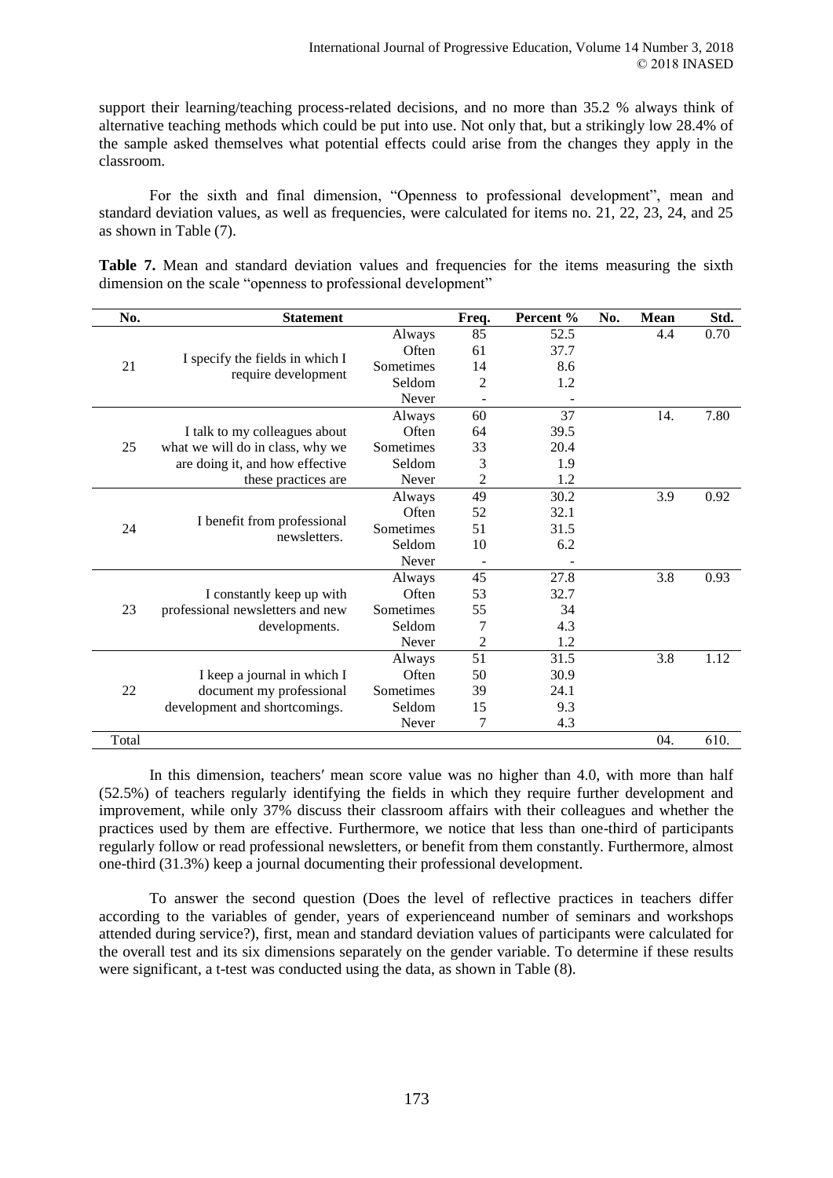support their learning/teaching process-related decisions, and no more than 35.2 % always think of alternative teaching methods which could be put into use. Not only that, but a strikingly low 28.4% of the sample asked themselves what potential effects could arise from the changes they apply in the classroom.

For the sixth and final dimension, "Openness to professional development", mean and standard deviation values, as well as frequencies, were calculated for items no. 21, 22, 23, 24, and 25 as shown in Table (7).

**Table 7.** Mean and standard deviation values and frequencies for the items measuring the sixth dimension on the scale "openness to professional development"

| No. | Statement | | Freq. | Percent % | No. | Mean | Std. |
|---|---|---|---|---|---|---|---|
| 21 | I specify the fields in which I require development | Always | 85 | 52.5 | | 4.4 | 0.70 |
| | | Often | 61 | 37.7 | | | |
| | | Sometimes | 14 | 8.6 | | | |
| | | Seldom | 2 | 1.2 | | | |
| | | Never | - | - | | | |
| 25 | I talk to my colleagues about what we will do in class, why we are doing it, and how effective these practices are | Always | 60 | 37 | | 14. | 7.80 |
| | | Often | 64 | 39.5 | | | |
| | | Sometimes | 33 | 20.4 | | | |
| | | Seldom | 3 | 1.9 | | | |
| | | Never | 2 | 1.2 | | | |
| 24 | I benefit from professional newsletters. | Always | 49 | 30.2 | | 3.9 | 0.92 |
| | | Often | 52 | 32.1 | | | |
| | | Sometimes | 51 | 31.5 | | | |
| | | Seldom | 10 | 6.2 | | | |
| | | Never | - | - | | | |
| 23 | I constantly keep up with professional newsletters and new developments. | Always | 45 | 27.8 | | 3.8 | 0.93 |
| | | Often | 53 | 32.7 | | | |
| | | Sometimes | 55 | 34 | | | |
| | | Seldom | 7 | 4.3 | | | |
| | | Never | 2 | 1.2 | | | |
| 22 | I keep a journal in which I document my professional development and shortcomings. | Always | 51 | 31.5 | | 3.8 | 1.12 |
| | | Often | 50 | 30.9 | | | |
| | | Sometimes | 39 | 24.1 | | | |
| | | Seldom | 15 | 9.3 | | | |
| | | Never | 7 | 4.3 | | | |
| Total | | | | | | 04. | 610. |

In this dimension, teachers′ mean score value was no higher than 4.0, with more than half (52.5%) of teachers regularly identifying the fields in which they require further development and improvement, while only 37% discuss their classroom affairs with their colleagues and whether the practices used by them are effective. Furthermore, we notice that less than one-third of participants regularly follow or read professional newsletters, or benefit from them constantly. Furthermore, almost one-third (31.3%) keep a journal documenting their professional development.

To answer the second question (Does the level of reflective practices in teachers differ according to the variables of gender, years of experienceand number of seminars and workshops attended during service?), first, mean and standard deviation values of participants were calculated for the overall test and its six dimensions separately on the gender variable. To determine if these results were significant, a t-test was conducted using the data, as shown in Table (8).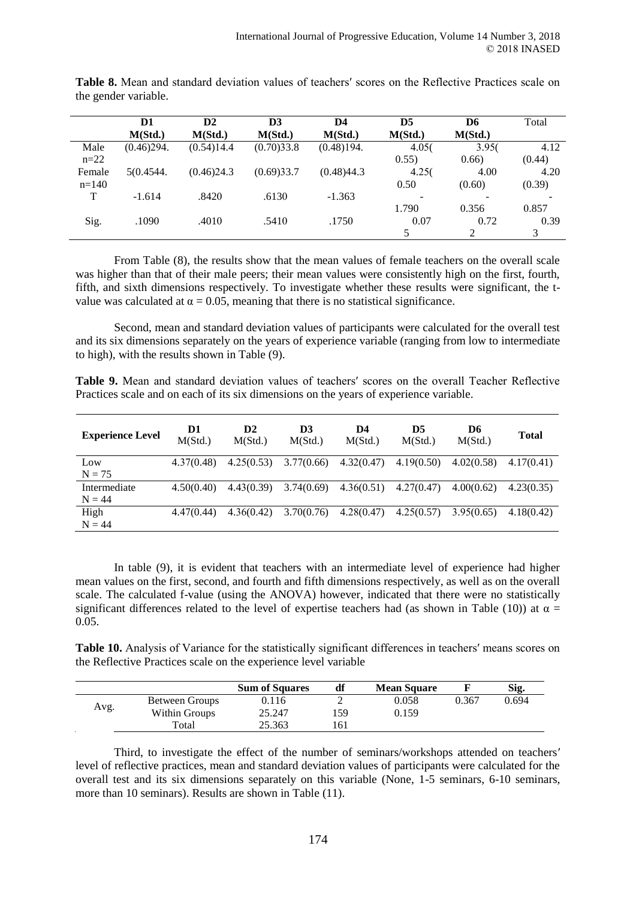**Table 8.** Mean and standard deviation values of teachers′ scores on the Reflective Practices scale on the gender variable.

| | D1 M(Std.) | D2 M(Std.) | D3 M(Std.) | D4 M(Std.) | D5 M(Std.) | D6 M(Std.) | Total |
|---|---|---|---|---|---|---|---|
| Male n=22 | (0.46)294. | (0.54)14.4 | (0.70)33.8 | (0.48)194. | 4.05( 0.55) | 3.95( 0.66) | 4.12 (0.44) |
| Female n=140 | 5(0.4544. | (0.46)24.3 | (0.69)33.7 | (0.48)44.3 | 4.25( 0.50 | 4.00 (0.60) | 4.20 (0.39) |
| T | -1.614 | .8420 | .6130 | -1.363 | - 1.790 | - 0.356 | - 0.857 |
| Sig. | .1090 | .4010 | .5410 | .1750 | 0.07 5 | 0.72 2 | 0.39 3 |

From Table (8), the results show that the mean values of female teachers on the overall scale was higher than that of their male peers; their mean values were consistently high on the first, fourth, fifth, and sixth dimensions respectively. To investigate whether these results were significant, the t-value was calculated at $\alpha = 0.05$, meaning that there is no statistical significance.

Second, mean and standard deviation values of participants were calculated for the overall test and its six dimensions separately on the years of experience variable (ranging from low to intermediate to high), with the results shown in Table (9).

**Table 9.** Mean and standard deviation values of teachers′ scores on the overall Teacher Reflective Practices scale and on each of its six dimensions on the years of experience variable.

| **Experience Level** | **D1** M(Std.) | **D2** M(Std.) | **D3** M(Std.) | **D4** M(Std.) | **D5** M(Std.) | **D6** M(Std.) | **Total** |
|---|---|---|---|---|---|---|---|
| Low N = 75 | 4.37(0.48) | 4.25(0.53) | 3.77(0.66) | 4.32(0.47) | 4.19(0.50) | 4.02(0.58) | 4.17(0.41) |
| Intermediate N = 44 | 4.50(0.40) | 4.43(0.39) | 3.74(0.69) | 4.36(0.51) | 4.27(0.47) | 4.00(0.62) | 4.23(0.35) |
| High N = 44 | 4.47(0.44) | 4.36(0.42) | 3.70(0.76) | 4.28(0.47) | 4.25(0.57) | 3.95(0.65) | 4.18(0.42) |

In table (9), it is evident that teachers with an intermediate level of experience had higher mean values on the first, second, and fourth and fifth dimensions respectively, as well as on the overall scale. The calculated f-value (using the ANOVA) however, indicated that there were no statistically significant differences related to the level of expertise teachers had (as shown in Table (10)) at $\alpha = 0.05$.

**Table 10.** Analysis of Variance for the statistically significant differences in teachers′ means scores on the Reflective Practices scale on the experience level variable

| | | **Sum of Squares** | **df** | **Mean Square** | **F** | **Sig.** |
|---|---|---|---|---|---|---|
| Avg. | Between Groups | 0.116 | 2 | 0.058 | 0.367 | 0.694 |
| | Within Groups | 25.247 | 159 | 0.159 | | |
| | Total | 25.363 | 161 | | | |

Third, to investigate the effect of the number of seminars/workshops attended on teachers′ level of reflective practices, mean and standard deviation values of participants were calculated for the overall test and its six dimensions separately on this variable (None, 1-5 seminars, 6-10 seminars, more than 10 seminars). Results are shown in Table (11).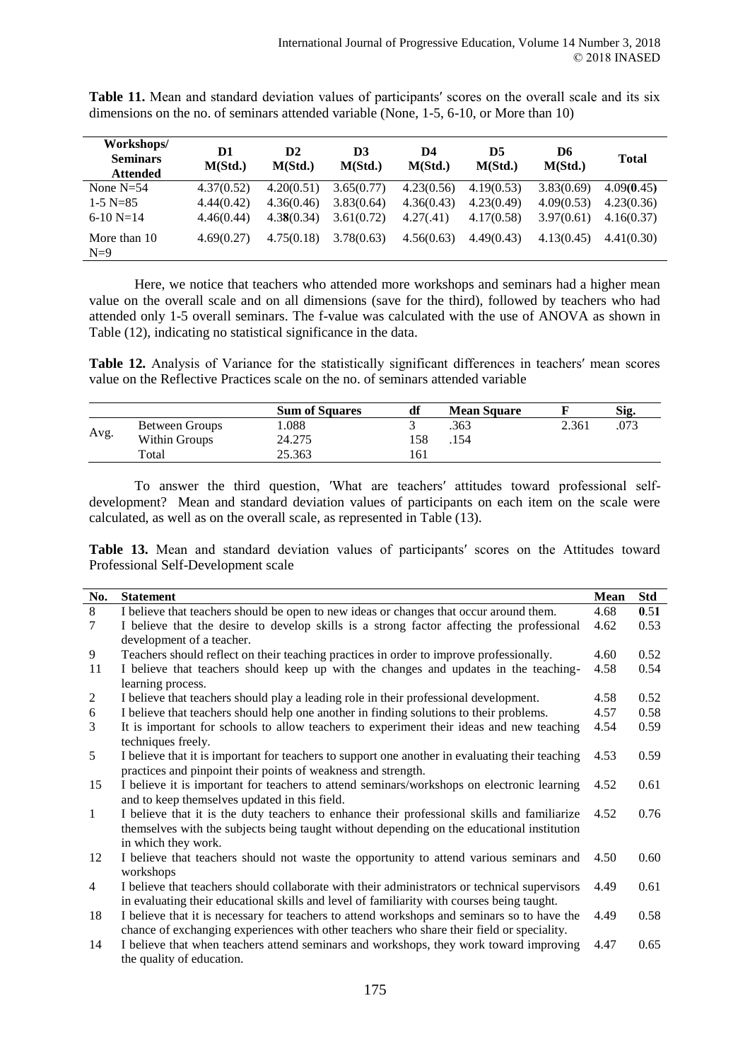**Table 11.** Mean and standard deviation values of participants′ scores on the overall scale and its six dimensions on the no. of seminars attended variable (None, 1-5, 6-10, or More than 10)

| Workshops/ Seminars Attended | D1 M(Std.) | D2 M(Std.) | D3 M(Std.) | D4 M(Std.) | D5 M(Std.) | D6 M(Std.) | Total |
|---|---|---|---|---|---|---|---|
| None N=54 | 4.37(0.52) | 4.20(0.51) | 3.65(0.77) | 4.23(0.56) | 4.19(0.53) | 3.83(0.69) | 4.09(**0**.45) |
| 1-5 N=85 | 4.44(0.42) | 4.36(0.46) | 3.83(0.64) | 4.36(0.43) | 4.23(0.49) | 4.09(0.53) | 4.23(0.36) |
| 6-10 N=14 | 4.46(0.44) | 4.3**8**(0.34) | 3.61(0.72) | 4.27(.41) | 4.17(0.58) | 3.97(0.61) | 4.16(0.37) |
| More than 10 N=9 | 4.69(0.27) | 4.75(0.18) | 3.78(0.63) | 4.56(0.63) | 4.49(0.43) | 4.13(0.45) | 4.41(0.30) |

Here, we notice that teachers who attended more workshops and seminars had a higher mean value on the overall scale and on all dimensions (save for the third), followed by teachers who had attended only 1-5 overall seminars. The f-value was calculated with the use of ANOVA as shown in Table (12), indicating no statistical significance in the data.

**Table 12.** Analysis of Variance for the statistically significant differences in teachers′ mean scores value on the Reflective Practices scale on the no. of seminars attended variable

| | | Sum of Squares | df | Mean Square | F | Sig. |
|---|---|---|---|---|---|---|
| Avg. | Between Groups | 1.088 | 3 | .363 | 2.361 | .073 |
| | Within Groups | 24.275 | 158 | .154 | | |
| | Total | 25.363 | 161 | | | |

To answer the third question, ′What are teachers′ attitudes toward professional self-development? Mean and standard deviation values of participants on each item on the scale were calculated, as well as on the overall scale, as represented in Table (13).

**Table 13.** Mean and standard deviation values of participants′ scores on the Attitudes toward Professional Self-Development scale

| No. | Statement | Mean | Std |
|---|---|---|---|
| 8 | I believe that teachers should be open to new ideas or changes that occur around them. | 4.68 | **0**.51 |
| 7 | I believe that the desire to develop skills is a strong factor affecting the professional development of a teacher. | 4.62 | 0.53 |
| 9 | Teachers should reflect on their teaching practices in order to improve professionally. | 4.60 | 0.52 |
| 11 | I believe that teachers should keep up with the changes and updates in the teaching-learning process. | 4.58 | 0.54 |
| 2 | I believe that teachers should play a leading role in their professional development. | 4.58 | 0.52 |
| 6 | I believe that teachers should help one another in finding solutions to their problems. | 4.57 | 0.58 |
| 3 | It is important for schools to allow teachers to experiment their ideas and new teaching techniques freely. | 4.54 | 0.59 |
| 5 | I believe that it is important for teachers to support one another in evaluating their teaching practices and pinpoint their points of weakness and strength. | 4.53 | 0.59 |
| 15 | I believe it is important for teachers to attend seminars/workshops on electronic learning and to keep themselves updated in this field. | 4.52 | 0.61 |
| 1 | I believe that it is the duty teachers to enhance their professional skills and familiarize themselves with the subjects being taught without depending on the educational institution in which they work. | 4.52 | 0.76 |
| 12 | I believe that teachers should not waste the opportunity to attend various seminars and workshops | 4.50 | 0.60 |
| 4 | I believe that teachers should collaborate with their administrators or technical supervisors in evaluating their educational skills and level of familiarity with courses being taught. | 4.49 | 0.61 |
| 18 | I believe that it is necessary for teachers to attend workshops and seminars so to have the chance of exchanging experiences with other teachers who share their field or speciality. | 4.49 | 0.58 |
| 14 | I believe that when teachers attend seminars and workshops, they work toward improving the quality of education. | 4.47 | 0.65 |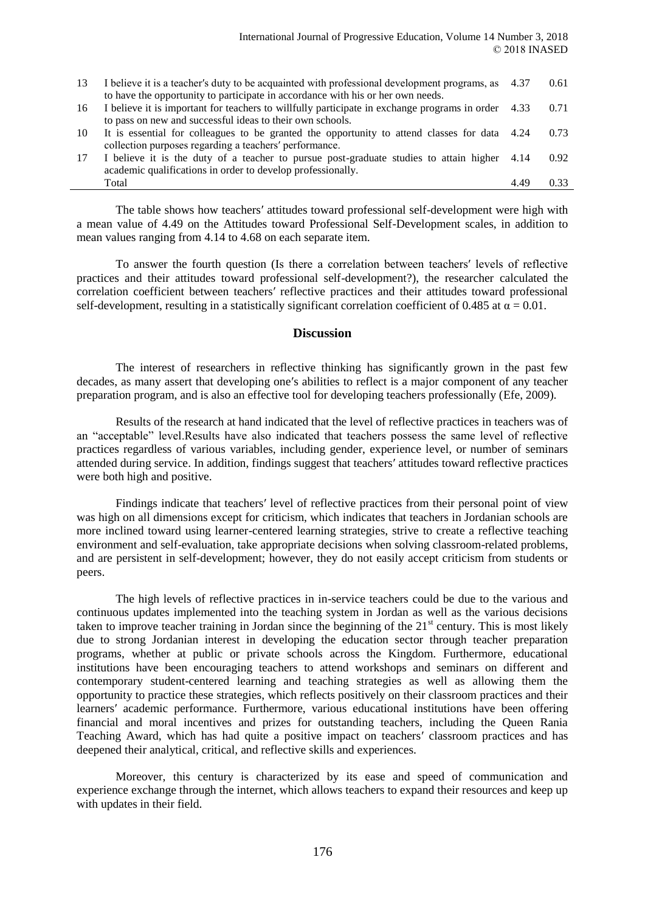| | | | |
|---|---|---|---|
| 13 | I believe it is a teacher′s duty to be acquainted with professional development programs, as to have the opportunity to participate in accordance with his or her own needs. | 4.37 | 0.61 |
| 16 | I believe it is important for teachers to willfully participate in exchange programs in order to pass on new and successful ideas to their own schools. | 4.33 | 0.71 |
| 10 | It is essential for colleagues to be granted the opportunity to attend classes for data collection purposes regarding a teachers′ performance. | 4.24 | 0.73 |
| 17 | I believe it is the duty of a teacher to pursue post-graduate studies to attain higher academic qualifications in order to develop professionally. | 4.14 | 0.92 |
| | Total | 4.49 | 0.33 |

The table shows how teachers′ attitudes toward professional self-development were high with a mean value of 4.49 on the Attitudes toward Professional Self-Development scales, in addition to mean values ranging from 4.14 to 4.68 on each separate item.

To answer the fourth question (Is there a correlation between teachers′ levels of reflective practices and their attitudes toward professional self-development?), the researcher calculated the correlation coefficient between teachers′ reflective practices and their attitudes toward professional self-development, resulting in a statistically significant correlation coefficient of 0.485 at $\alpha = 0.01$.

## Discussion

The interest of researchers in reflective thinking has significantly grown in the past few decades, as many assert that developing one′s abilities to reflect is a major component of any teacher preparation program, and is also an effective tool for developing teachers professionally (Efe, 2009).

Results of the research at hand indicated that the level of reflective practices in teachers was of an "acceptable" level.Results have also indicated that teachers possess the same level of reflective practices regardless of various variables, including gender, experience level, or number of seminars attended during service. In addition, findings suggest that teachers′ attitudes toward reflective practices were both high and positive.

Findings indicate that teachers′ level of reflective practices from their personal point of view was high on all dimensions except for criticism, which indicates that teachers in Jordanian schools are more inclined toward using learner-centered learning strategies, strive to create a reflective teaching environment and self-evaluation, take appropriate decisions when solving classroom-related problems, and are persistent in self-development; however, they do not easily accept criticism from students or peers.

The high levels of reflective practices in in-service teachers could be due to the various and continuous updates implemented into the teaching system in Jordan as well as the various decisions taken to improve teacher training in Jordan since the beginning of the 21st century. This is most likely due to strong Jordanian interest in developing the education sector through teacher preparation programs, whether at public or private schools across the Kingdom. Furthermore, educational institutions have been encouraging teachers to attend workshops and seminars on different and contemporary student-centered learning and teaching strategies as well as allowing them the opportunity to practice these strategies, which reflects positively on their classroom practices and their learners′ academic performance. Furthermore, various educational institutions have been offering financial and moral incentives and prizes for outstanding teachers, including the Queen Rania Teaching Award, which has had quite a positive impact on teachers′ classroom practices and has deepened their analytical, critical, and reflective skills and experiences.

Moreover, this century is characterized by its ease and speed of communication and experience exchange through the internet, which allows teachers to expand their resources and keep up with updates in their field.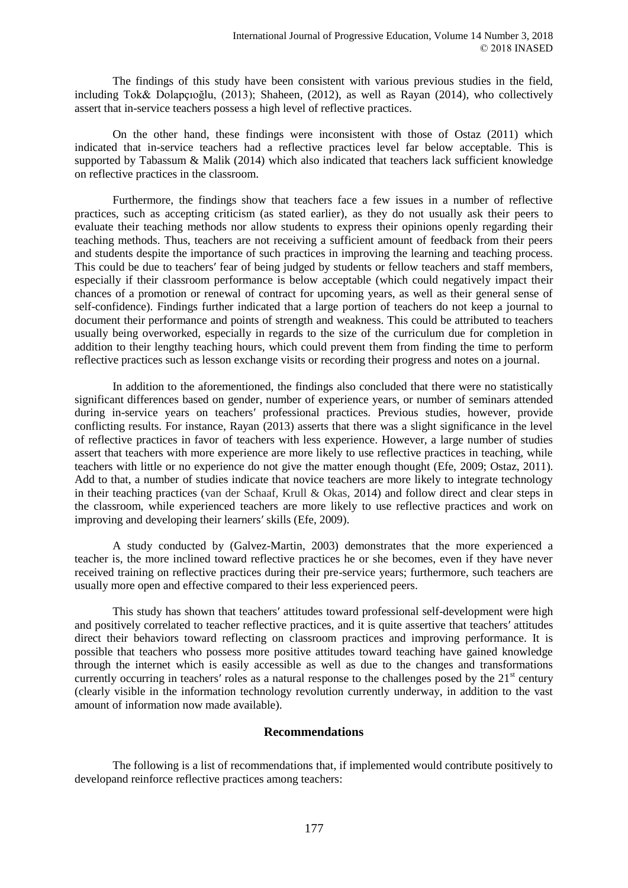The findings of this study have been consistent with various previous studies in the field, including Tok& Dolapçıoğlu, (2013); Shaheen, (2012), as well as Rayan (2014), who collectively assert that in-service teachers possess a high level of reflective practices.

On the other hand, these findings were inconsistent with those of Ostaz (2011) which indicated that in-service teachers had a reflective practices level far below acceptable. This is supported by Tabassum & Malik (2014) which also indicated that teachers lack sufficient knowledge on reflective practices in the classroom.

Furthermore, the findings show that teachers face a few issues in a number of reflective practices, such as accepting criticism (as stated earlier), as they do not usually ask their peers to evaluate their teaching methods nor allow students to express their opinions openly regarding their teaching methods. Thus, teachers are not receiving a sufficient amount of feedback from their peers and students despite the importance of such practices in improving the learning and teaching process. This could be due to teachers′ fear of being judged by students or fellow teachers and staff members, especially if their classroom performance is below acceptable (which could negatively impact their chances of a promotion or renewal of contract for upcoming years, as well as their general sense of self-confidence). Findings further indicated that a large portion of teachers do not keep a journal to document their performance and points of strength and weakness. This could be attributed to teachers usually being overworked, especially in regards to the size of the curriculum due for completion in addition to their lengthy teaching hours, which could prevent them from finding the time to perform reflective practices such as lesson exchange visits or recording their progress and notes on a journal.

In addition to the aforementioned, the findings also concluded that there were no statistically significant differences based on gender, number of experience years, or number of seminars attended during in-service years on teachers′ professional practices. Previous studies, however, provide conflicting results. For instance, Rayan (2013) asserts that there was a slight significance in the level of reflective practices in favor of teachers with less experience. However, a large number of studies assert that teachers with more experience are more likely to use reflective practices in teaching, while teachers with little or no experience do not give the matter enough thought (Efe, 2009; Ostaz, 2011). Add to that, a number of studies indicate that novice teachers are more likely to integrate technology in their teaching practices (van der Schaaf, Krull & Okas, 2014) and follow direct and clear steps in the classroom, while experienced teachers are more likely to use reflective practices and work on improving and developing their learners′ skills (Efe, 2009).

A study conducted by (Galvez-Martin, 2003) demonstrates that the more experienced a teacher is, the more inclined toward reflective practices he or she becomes, even if they have never received training on reflective practices during their pre-service years; furthermore, such teachers are usually more open and effective compared to their less experienced peers.

This study has shown that teachers′ attitudes toward professional self-development were high and positively correlated to teacher reflective practices, and it is quite assertive that teachers′ attitudes direct their behaviors toward reflecting on classroom practices and improving performance. It is possible that teachers who possess more positive attitudes toward teaching have gained knowledge through the internet which is easily accessible as well as due to the changes and transformations currently occurring in teachers′ roles as a natural response to the challenges posed by the 21st century (clearly visible in the information technology revolution currently underway, in addition to the vast amount of information now made available).

## Recommendations

The following is a list of recommendations that, if implemented would contribute positively to developand reinforce reflective practices among teachers: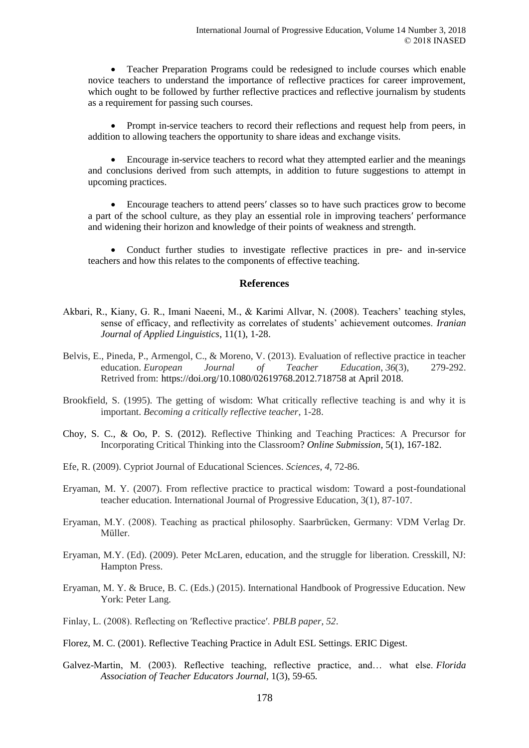- Teacher Preparation Programs could be redesigned to include courses which enable novice teachers to understand the importance of reflective practices for career improvement, which ought to be followed by further reflective practices and reflective journalism by students as a requirement for passing such courses.

- Prompt in-service teachers to record their reflections and request help from peers, in addition to allowing teachers the opportunity to share ideas and exchange visits.

- Encourage in-service teachers to record what they attempted earlier and the meanings and conclusions derived from such attempts, in addition to future suggestions to attempt in upcoming practices.

- Encourage teachers to attend peers′ classes so to have such practices grow to become a part of the school culture, as they play an essential role in improving teachers′ performance and widening their horizon and knowledge of their points of weakness and strength.

- Conduct further studies to investigate reflective practices in pre- and in-service teachers and how this relates to the components of effective teaching.

## References

Akbari, R., Kiany, G. R., Imani Naeeni, M., & Karimi Allvar, N. (2008). Teachers' teaching styles, sense of efficacy, and reflectivity as correlates of students' achievement outcomes. *Iranian Journal of Applied Linguistics*, 11(1), 1-28.

Belvis, E., Pineda, P., Armengol, C., & Moreno, V. (2013). Evaluation of reflective practice in teacher education. *European Journal of Teacher Education*, *36*(3), 279-292. Retrived from: https://doi.org/10.1080/02619768.2012.718758 at April 2018.

Brookfield, S. (1995). The getting of wisdom: What critically reflective teaching is and why it is important. *Becoming a critically reflective teacher*, 1-28.

Choy, S. C., & Oo, P. S. (2012). Reflective Thinking and Teaching Practices: A Precursor for Incorporating Critical Thinking into the Classroom? *Online Submission,* 5(1), 167-182.

Efe, R. (2009). Cypriot Journal of Educational Sciences. *Sciences*, *4*, 72-86.

Eryaman, M. Y. (2007). From reflective practice to practical wisdom: Toward a post-foundational teacher education. International Journal of Progressive Education, 3(1), 87-107.

Eryaman, M.Y. (2008). Teaching as practical philosophy. Saarbrücken, Germany: VDM Verlag Dr. Müller.

Eryaman, M.Y. (Ed). (2009). Peter McLaren, education, and the struggle for liberation. Cresskill, NJ: Hampton Press.

Eryaman, M. Y. & Bruce, B. C. (Eds.) (2015). International Handbook of Progressive Education. New York: Peter Lang.

Finlay, L. (2008). Reflecting on ′Reflective practice′. *PBLB paper*, *52*.

Florez, M. C. (2001). Reflective Teaching Practice in Adult ESL Settings. ERIC Digest.

Galvez-Martin, M. (2003). Reflective teaching, reflective practice, and… what else. *Florida Association of Teacher Educators Journal*, 1(3), 59-65.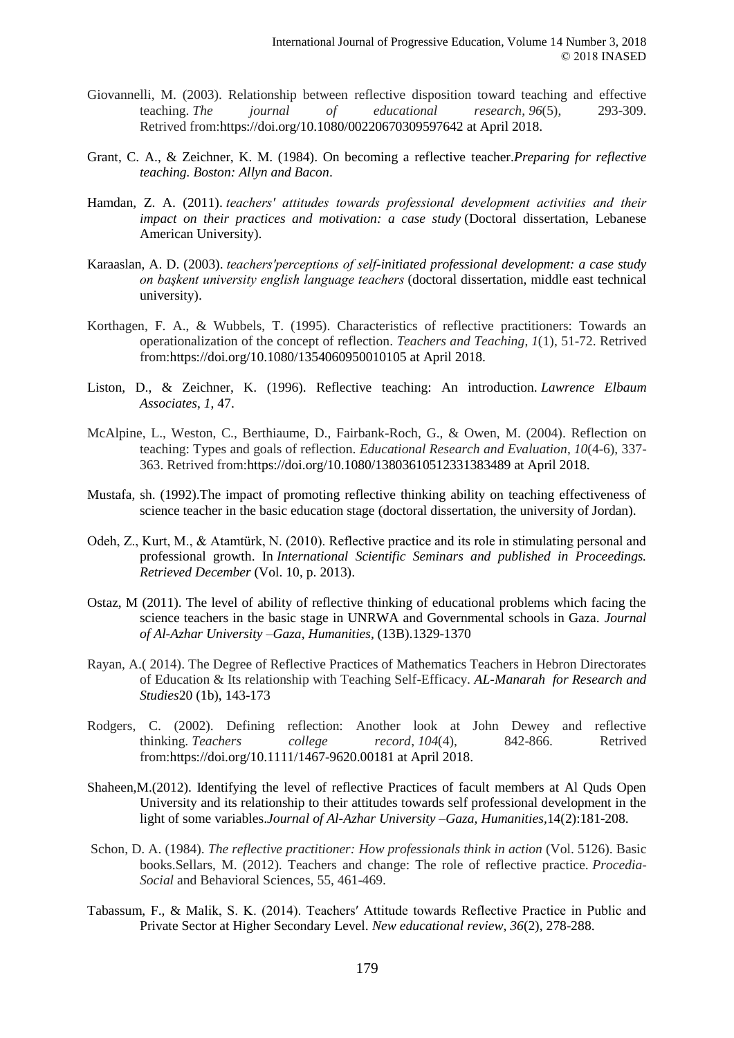Giovannelli, M. (2003). Relationship between reflective disposition toward teaching and effective teaching. *The journal of educational research*, *96*(5), 293-309. Retrived from:https://doi.org/10.1080/00220670309597642 at April 2018.

Grant, C. A., & Zeichner, K. M. (1984). On becoming a reflective teacher.*Preparing for reflective teaching. Boston: Allyn and Bacon*.

Hamdan, Z. A. (2011). *teachers' attitudes towards professional development activities and their impact on their practices and motivation: a case study* (Doctoral dissertation, Lebanese American University).

Karaaslan, A. D. (2003). *teachers'perceptions of self-initiated professional development: a case study on başkent university english language teachers* (doctoral dissertation, middle east technical university).

Korthagen, F. A., & Wubbels, T. (1995). Characteristics of reflective practitioners: Towards an operationalization of the concept of reflection. *Teachers and Teaching*, *1*(1), 51-72. Retrived from:https://doi.org/10.1080/1354060950010105 at April 2018.

Liston, D., & Zeichner, K. (1996). Reflective teaching: An introduction. *Lawrence Elbaum Associates*, *1*, 47.

McAlpine, L., Weston, C., Berthiaume, D., Fairbank-Roch, G., & Owen, M. (2004). Reflection on teaching: Types and goals of reflection. *Educational Research and Evaluation*, *10*(4-6), 337-363. Retrived from:https://doi.org/10.1080/13803610512331383489 at April 2018.

Mustafa, sh. (1992).The impact of promoting reflective thinking ability on teaching effectiveness of science teacher in the basic education stage (doctoral dissertation, the university of Jordan).

Odeh, Z., Kurt, M., & Atamtürk, N. (2010). Reflective practice and its role in stimulating personal and professional growth. In *International Scientific Seminars and published in Proceedings. Retrieved December* (Vol. 10, p. 2013).

Ostaz, M (2011). The level of ability of reflective thinking of educational problems which facing the science teachers in the basic stage in UNRWA and Governmental schools in Gaza. *Journal of Al-Azhar University –Gaza, Humanities,* (13B).1329-1370

Rayan, A.( 2014). The Degree of Reflective Practices of Mathematics Teachers in Hebron Directorates of Education & Its relationship with Teaching Self-Efficacy. *AL-Manarah for Research and Studies*20 (1b), 143-173

Rodgers, C. (2002). Defining reflection: Another look at John Dewey and reflective thinking. *Teachers college record*, *104*(4), 842-866. Retrived from:https://doi.org/10.1111/1467-9620.00181 at April 2018.

Shaheen,M.(2012). Identifying the level of reflective Practices of facult members at Al Quds Open University and its relationship to their attitudes towards self professional development in the light of some variables.*Journal of Al-Azhar University –Gaza, Humanities,*14(2):181-208.

Schon, D. A. (1984). *The reflective practitioner: How professionals think in action* (Vol. 5126). Basic books.Sellars, M. (2012). Teachers and change: The role of reflective practice. *Procedia-Social* and Behavioral Sciences, 55, 461-469.

Tabassum, F., & Malik, S. K. (2014). Teachers′ Attitude towards Reflective Practice in Public and Private Sector at Higher Secondary Level. *New educational review*, *36*(2), 278-288.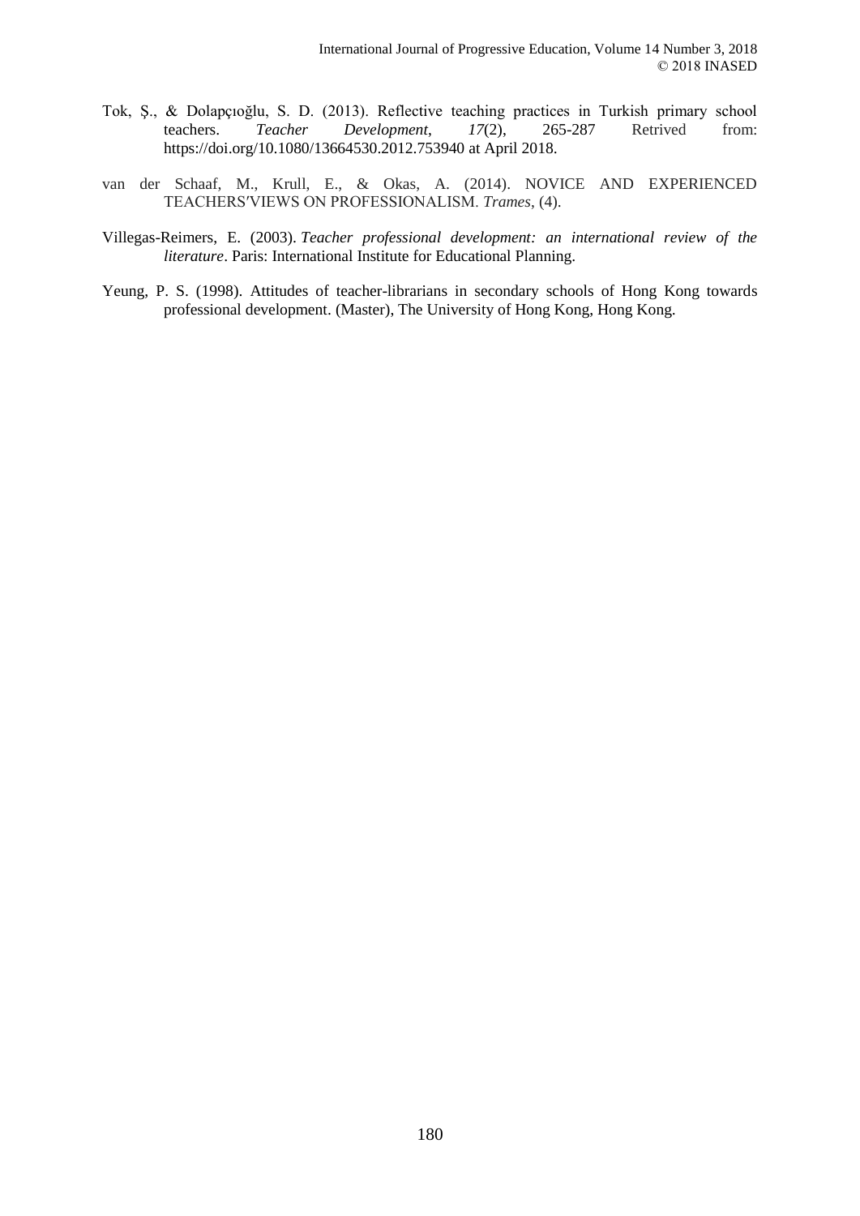Tok, Ş., & Dolapçıoğlu, S. D. (2013). Reflective teaching practices in Turkish primary school teachers. *Teacher Development*, *17*(2), 265-287 Retrived from: https://doi.org/10.1080/13664530.2012.753940 at April 2018.

van der Schaaf, M., Krull, E., & Okas, A. (2014). NOVICE AND EXPERIENCED TEACHERS′VIEWS ON PROFESSIONALISM. *Trames*, (4).

Villegas-Reimers, E. (2003). *Teacher professional development: an international review of the literature*. Paris: International Institute for Educational Planning.

Yeung, P. S. (1998). Attitudes of teacher-librarians in secondary schools of Hong Kong towards professional development. (Master), The University of Hong Kong, Hong Kong.